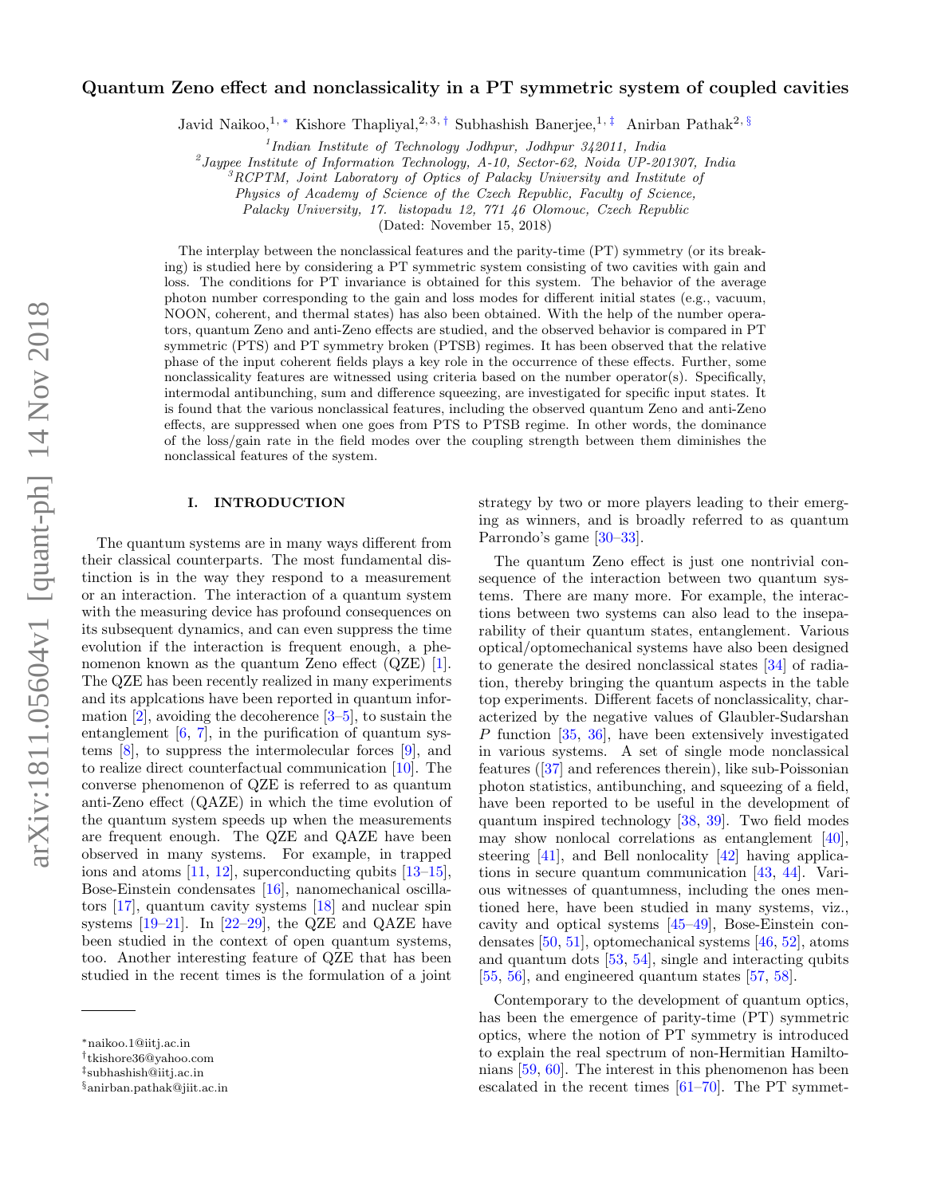# Quantum Zeno effect and nonclassicality in a PT symmetric system of coupled cavities

Javid Naikoo,[1,*] Kishore Thapliyal,[2,3,†] Subhashish Banerjee,[1,‡] Anirban Pathak[2,§]

[1] Indian Institute of Technology Jodhpur, Jodhpur 342011, India
[2] Jaypee Institute of Information Technology, A-10, Sector-62, Noida UP-201307, India
[3] RCPTM, Joint Laboratory of Optics of Palacky University and Institute of Physics of Academy of Science of the Czech Republic, Faculty of Science, Palacky University, 17. listopadu 12, 771 46 Olomouc, Czech Republic

(Dated: November 15, 2018)

The interplay between the nonclassical features and the parity-time (PT) symmetry (or its breaking) is studied here by considering a PT symmetric system consisting of two cavities with gain and loss. The conditions for PT invariance is obtained for this system. The behavior of the average photon number corresponding to the gain and loss modes for different initial states (e.g., vacuum, NOON, coherent, and thermal states) has also been obtained. With the help of the number operators, quantum Zeno and anti-Zeno effects are studied, and the observed behavior is compared in PT symmetric (PTS) and PT symmetry broken (PTSB) regimes. It has been observed that the relative phase of the input coherent fields plays a key role in the occurrence of these effects. Further, some nonclassicality features are witnessed using criteria based on the number operator(s). Specifically, intermodal antibunching, sum and difference squeezing, are investigated for specific input states. It is found that the various nonclassical features, including the observed quantum Zeno and anti-Zeno effects, are suppressed when one goes from PTS to PTSB regime. In other words, the dominance of the loss/gain rate in the field modes over the coupling strength between them diminishes the nonclassical features of the system.

## I. INTRODUCTION

The quantum systems are in many ways different from their classical counterparts. The most fundamental distinction is in the way they respond to a measurement or an interaction. The interaction of a quantum system with the measuring device has profound consequences on its subsequent dynamics, and can even suppress the time evolution if the interaction is frequent enough, a phenomenon known as the quantum Zeno effect (QZE) [1]. The QZE has been recently realized in many experiments and its applcations have been reported in quantum information [2], avoiding the decoherence [3–5], to sustain the entanglement [6, 7], in the purification of quantum systems [8], to suppress the intermolecular forces [9], and to realize direct counterfactual communication [10]. The converse phenomenon of QZE is referred to as quantum anti-Zeno effect (QAZE) in which the time evolution of the quantum system speeds up when the measurements are frequent enough. The QZE and QAZE have been observed in many systems. For example, in trapped ions and atoms [11, 12], superconducting qubits [13–15], Bose-Einstein condensates [16], nanomechanical oscillators [17], quantum cavity systems [18] and nuclear spin systems [19–21]. In [22–29], the QZE and QAZE have been studied in the context of open quantum systems, too. Another interesting feature of QZE that has been studied in the recent times is the formulation of a joint strategy by two or more players leading to their emerging as winners, and is broadly referred to as quantum Parrondo's game [30–33].

The quantum Zeno effect is just one nontrivial consequence of the interaction between two quantum systems. There are many more. For example, the interactions between two systems can also lead to the inseparability of their quantum states, entanglement. Various optical/optomechanical systems have also been designed to generate the desired nonclassical states [34] of radiation, thereby bringing the quantum aspects in the table top experiments. Different facets of nonclassicality, characterized by the negative values of Glaubler-Sudarshan $P$ function [35, 36], have been extensively investigated in various systems. A set of single mode nonclassical features ([37] and references therein), like sub-Poissonian photon statistics, antibunching, and squeezing of a field, have been reported to be useful in the development of quantum inspired technology [38, 39]. Two field modes may show nonlocal correlations as entanglement [40], steering [41], and Bell nonlocality [42] having applications in secure quantum communication [43, 44]. Various witnesses of quantumness, including the ones mentioned here, have been studied in many systems, viz., cavity and optical systems [45–49], Bose-Einstein condensates [50, 51], optomechanical systems [46, 52], atoms and quantum dots [53, 54], single and interacting qubits [55, 56], and engineered quantum states [57, 58].

Contemporary to the development of quantum optics, has been the emergence of parity-time (PT) symmetric optics, where the notion of PT symmetry is introduced to explain the real spectrum of non-Hermitian Hamiltonians [59, 60]. The interest in this phenomenon has been escalated in the recent times [61–70]. The PT symmet-

---

* naikoo.1@iitj.ac.in
† tkishore36@yahoo.com
‡ subhashish@iitj.ac.in
§ anirban.pathak@jiit.ac.in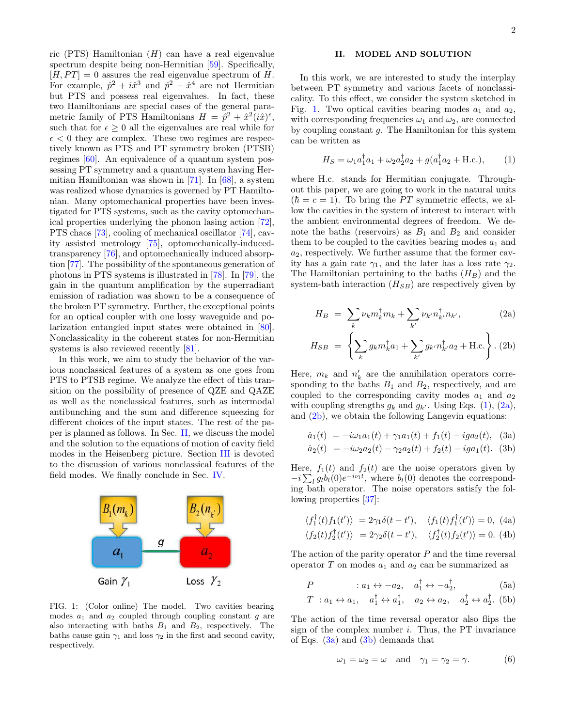ric (PTS) Hamiltonian ($H$) can have a real eigenvalue spectrum despite being non-Hermitian [59]. Specifically, $[H, PT] = 0$ assures the real eigenvalue spectrum of $H$. For example, $\hat{p}^2 + i\hat{x}^3$ and $\hat{p}^2 - \hat{x}^4$ are not Hermitian but PTS and possess real eigenvalues. In fact, these two Hamiltonians are special cases of the general parametric family of PTS Hamiltonians $H = \hat{p}^2 + \hat{x}^2(i\hat{x})^\epsilon$, such that for $\epsilon \geq 0$ all the eigenvalues are real while for $\epsilon < 0$ they are complex. These two regimes are respectively known as PTS and PT symmetry broken (PTSB) regimes [60]. An equivalence of a quantum system possessing PT symmetry and a quantum system having Hermitian Hamiltonian was shown in [71]. In [68], a system was realized whose dynamics is governed by PT Hamiltonian. Many optomechanical properties have been investigated for PTS systems, such as the cavity optomechanical properties underlying the phonon lasing action [72], PTS chaos [73], cooling of mechanical oscillator [74], cavity assisted metrology [75], optomechanically-induced-transparency [76], and optomechanically induced absorption [77]. The possibility of the spontaneous generation of photons in PTS systems is illustrated in [78]. In [79], the gain in the quantum amplification by the superradiant emission of radiation was shown to be a consequence of the broken PT symmetry. Further, the exceptional points for an optical coupler with one lossy waveguide and polarization entangled input states were obtained in [80]. Nonclassicality in the coherent states for non-Hermitian systems is also reviewed recently [81].

In this work, we aim to study the behavior of the various nonclassical features of a system as one goes from PTS to PTSB regime. We analyze the effect of this transition on the possibility of presence of QZE and QAZE as well as the nonclassical features, such as intermodal antibunching and the sum and difference squeezing for different choices of the input states. The rest of the paper is planned as follows. In Sec. II, we discuss the model and the solution to the equations of motion of cavity field modes in the Heisenberg picture. Section III is devoted to the discussion of various nonclassical features of the field modes. We finally conclude in Sec. IV.

FIG. 1: (Color online) The model. Two cavities bearing modes $a_1$ and $a_2$ coupled through coupling constant $g$ are also interacting with baths $B_1$ and $B_2$, respectively. The baths cause gain $\gamma_1$ and loss $\gamma_2$ in the first and second cavity, respectively.

## II. MODEL AND SOLUTION

In this work, we are interested to study the interplay between PT symmetry and various facets of nonclassicality. To this effect, we consider the system sketched in Fig. 1. Two optical cavities bearing modes $a_1$ and $a_2$, with corresponding frequencies $\omega_1$ and $\omega_2$, are connected by coupling constant $g$. The Hamiltonian for this system can be written as

$$H_S = \omega_1 a_1^\dagger a_1 + \omega_2 a_2^\dagger a_2 + g(a_1^\dagger a_2 + \text{H.c.}), \quad (1)$$

where H.c. stands for Hermitian conjugate. Throughout this paper, we are going to work in the natural units ($\hbar = c = 1$). To bring the $PT$ symmetric effects, we allow the cavities in the system of interest to interact with the ambient environmental degrees of freedom. We denote the baths (reservoirs) as $B_1$ and $B_2$ and consider them to be coupled to the cavities bearing modes $a_1$ and $a_2$, respectively. We further assume that the former cavity has a gain rate $\gamma_1$, and the later has a loss rate $\gamma_2$. The Hamiltonian pertaining to the baths ($H_B$) and the system-bath interaction ($H_{SB}$) are respectively given by

$$H_B = \sum_k \nu_k m_k^\dagger m_k + \sum_{k'} \nu_{k'} n_{k'}^\dagger n_{k'}, \quad (2a)$$

$$H_{SB} = \left\{ \sum_k g_k m_k^\dagger a_1 + \sum_{k'} g_{k'} n_{k'}^\dagger a_2 + \text{H.c.} \right\}. \quad (2b)$$

Here, $m_k$ and $n'_k$ are the annihilation operators corresponding to the baths $B_1$ and $B_2$, respectively, and are coupled to the corresponding cavity modes $a_1$ and $a_2$ with coupling strengths $g_k$ and $g_{k'}$. Using Eqs. (1), (2a), and (2b), we obtain the following Langevin equations:

$$\dot{a}_1(t) = -i\omega_1 a_1(t) + \gamma_1 a_1(t) + f_1(t) - ig a_2(t), \quad (3a)$$

$$\dot{a}_2(t) = -i\omega_2 a_2(t) - \gamma_2 a_2(t) + f_2(t) - ig a_1(t). \quad (3b)$$

Here, $f_1(t)$ and $f_2(t)$ are the noise operators given by $-i\sum_l g_l b_l(0) e^{-i\nu_l t}$, where $b_l(0)$ denotes the corresponding bath operator. The noise operators satisfy the following properties [37]:

$$\langle f_1^\dagger(t) f_1(t') \rangle = 2\gamma_1 \delta(t-t'), \quad \langle f_1(t) f_1^\dagger(t') \rangle = 0, \quad (4a)$$

$$\langle f_2(t) f_2^\dagger(t') \rangle = 2\gamma_2 \delta(t-t'), \quad \langle f_2^\dagger(t) f_2(t') \rangle = 0. \quad (4b)$$

The action of the parity operator $P$ and the time reversal operator $T$ on modes $a_1$ and $a_2$ can be summarized as

$$P \quad : a_1 \leftrightarrow -a_2, \quad a_1^\dagger \leftrightarrow -a_2^\dagger, \quad (5a)$$

$$T \quad : a_1 \leftrightarrow a_1, \quad a_1^\dagger \leftrightarrow a_1^\dagger, \quad a_2 \leftrightarrow a_2, \quad a_2^\dagger \leftrightarrow a_2^\dagger. \quad (5b)$$

The action of the time reversal operator also flips the sign of the complex number $i$. Thus, the PT invariance of Eqs. (3a) and (3b) demands that

$$\omega_1 = \omega_2 = \omega \quad \text{and} \quad \gamma_1 = \gamma_2 = \gamma. \quad (6)$$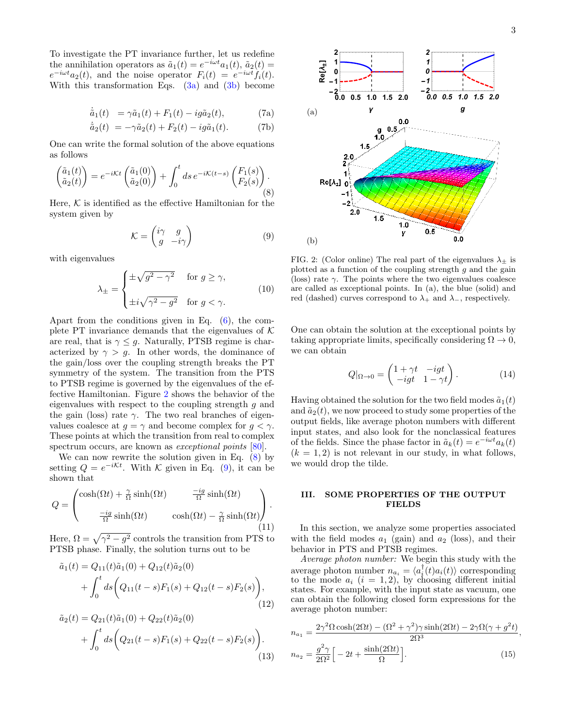To investigate the PT invariance further, let us redefine the annihilation operators as $\tilde{a}_1(t) = e^{-i\omega t}a_1(t)$, $\tilde{a}_2(t) = e^{-i\omega t}a_2(t)$, and the noise operator $F_i(t) = e^{-i\omega t}f_i(t)$. With this transformation Eqs. (3a) and (3b) become

$$
\begin{aligned}
\dot{\tilde{a}}_1(t) &= \gamma\tilde{a}_1(t) + F_1(t) - ig\tilde{a}_2(t), &(7a)\\
\dot{\tilde{a}}_2(t) &= -\gamma\tilde{a}_2(t) + F_2(t) - ig\tilde{a}_1(t). &(7b)
\end{aligned}
$$

One can write the formal solution of the above equations as follows

$$
\begin{pmatrix}\tilde{a}_1(t)\\ \tilde{a}_2(t)\end{pmatrix} = e^{-i\mathcal{K}t}\begin{pmatrix}\tilde{a}_1(0)\\ \tilde{a}_2(0)\end{pmatrix} + \int_0^t ds\, e^{-i\mathcal{K}(t-s)}\begin{pmatrix}F_1(s)\\ F_2(s)\end{pmatrix}. \tag{8}
$$

Here, $\mathcal{K}$ is identified as the effective Hamiltonian for the system given by

$$
\mathcal{K} = \begin{pmatrix} i\gamma & g\\ g & -i\gamma\end{pmatrix} \tag{9}
$$

with eigenvalues

$$
\lambda_\pm = \begin{cases} \pm\sqrt{g^2-\gamma^2} & \text{for } g \geq \gamma,\\ \pm i\sqrt{\gamma^2-g^2} & \text{for } g < \gamma.\end{cases} \tag{10}
$$

Apart from the conditions given in Eq. (6), the complete PT invariance demands that the eigenvalues of $\mathcal{K}$ are real, that is $\gamma \leq g$. Naturally, PTSB regime is characterized by $\gamma > g$. In other words, the dominance of the gain/loss over the coupling strength breaks the PT symmetry of the system. The transition from the PTS to PTSB regime is governed by the eigenvalues of the effective Hamiltonian. Figure 2 shows the behavior of the eigenvalues with respect to the coupling strength $g$ and the gain (loss) rate $\gamma$. The two real branches of eigenvalues coalesce at $g = \gamma$ and become complex for $g < \gamma$. These points at which the transition from real to complex spectrum occurs, are known as *exceptional points* [80].

We can now rewrite the solution given in Eq. (8) by setting $Q = e^{-i\mathcal{K}t}$. With $\mathcal{K}$ given in Eq. (9), it can be shown that

$$
Q = \begin{pmatrix} \cosh(\Omega t) + \frac{\gamma}{\Omega}\sinh(\Omega t) & \frac{-ig}{\Omega}\sinh(\Omega t)\\ \frac{-ig}{\Omega}\sinh(\Omega t) & \cosh(\Omega t) - \frac{\gamma}{\Omega}\sinh(\Omega t)\end{pmatrix}. \tag{11}
$$

Here, $\Omega = \sqrt{\gamma^2 - g^2}$ controls the transition from PTS to PTSB phase. Finally, the solution turns out to be

$$
\tilde{a}_1(t) = Q_{11}(t)\tilde{a}_1(0) + Q_{12}(t)\tilde{a}_2(0) + \int_0^t ds\Big(Q_{11}(t-s)F_1(s) + Q_{12}(t-s)F_2(s)\Big), \tag{12}
$$

$$
\tilde{a}_2(t) = Q_{21}(t)\tilde{a}_1(0) + Q_{22}(t)\tilde{a}_2(0) + \int_0^t ds\Big(Q_{21}(t-s)F_1(s) + Q_{22}(t-s)F_2(s)\Big). \tag{13}
$$

FIG. 2: (Color online) The real part of the eigenvalues $\lambda_\pm$ is plotted as a function of the coupling strength $g$ and the gain (loss) rate $\gamma$. The points where the two eigenvalues coalesce are called as exceptional points. In (a), the blue (solid) and red (dashed) curves correspond to $\lambda_+$ and $\lambda_-$, respectively.

One can obtain the solution at the exceptional points by taking appropriate limits, specifically considering $\Omega \to 0$, we can obtain

$$
Q|_{\Omega\to 0} = \begin{pmatrix} 1+\gamma t & -igt\\ -igt & 1-\gamma t\end{pmatrix}. \tag{14}
$$

Having obtained the solution for the two field modes $\tilde{a}_1(t)$ and $\tilde{a}_2(t)$, we now proceed to study some properties of the output fields, like average photon numbers with different input states, and also look for the nonclassical features of the fields. Since the phase factor in $\tilde{a}_k(t) = e^{-i\omega t}a_k(t)$ $(k = 1,2)$ is not relevant in our study, in what follows, we would drop the tilde.

## III. SOME PROPERTIES OF THE OUTPUT FIELDS

In this section, we analyze some properties associated with the field modes $a_1$ (gain) and $a_2$ (loss), and their behavior in PTS and PTSB regimes.

*Average photon number:* We begin this study with the average photon number $n_{a_i} = \langle a_i^\dagger(t)a_i(t)\rangle$ corresponding to the mode $a_i$ $(i = 1,2)$, by choosing different initial states. For example, with the input state as vacuum, one can obtain the following closed form expressions for the average photon number:

$$
\begin{aligned}
n_{a_1} &= \frac{2\gamma^2\Omega\cosh(2\Omega t) - (\Omega^2+\gamma^2)\gamma\sinh(2\Omega t) - 2\gamma\Omega(\gamma + g^2 t)}{2\Omega^3},\\
n_{a_2} &= \frac{g^2\gamma}{2\Omega^2}\Big[-2t + \frac{\sinh(2\Omega t)}{\Omega}\Big]. 
\end{aligned}\tag{15}
$$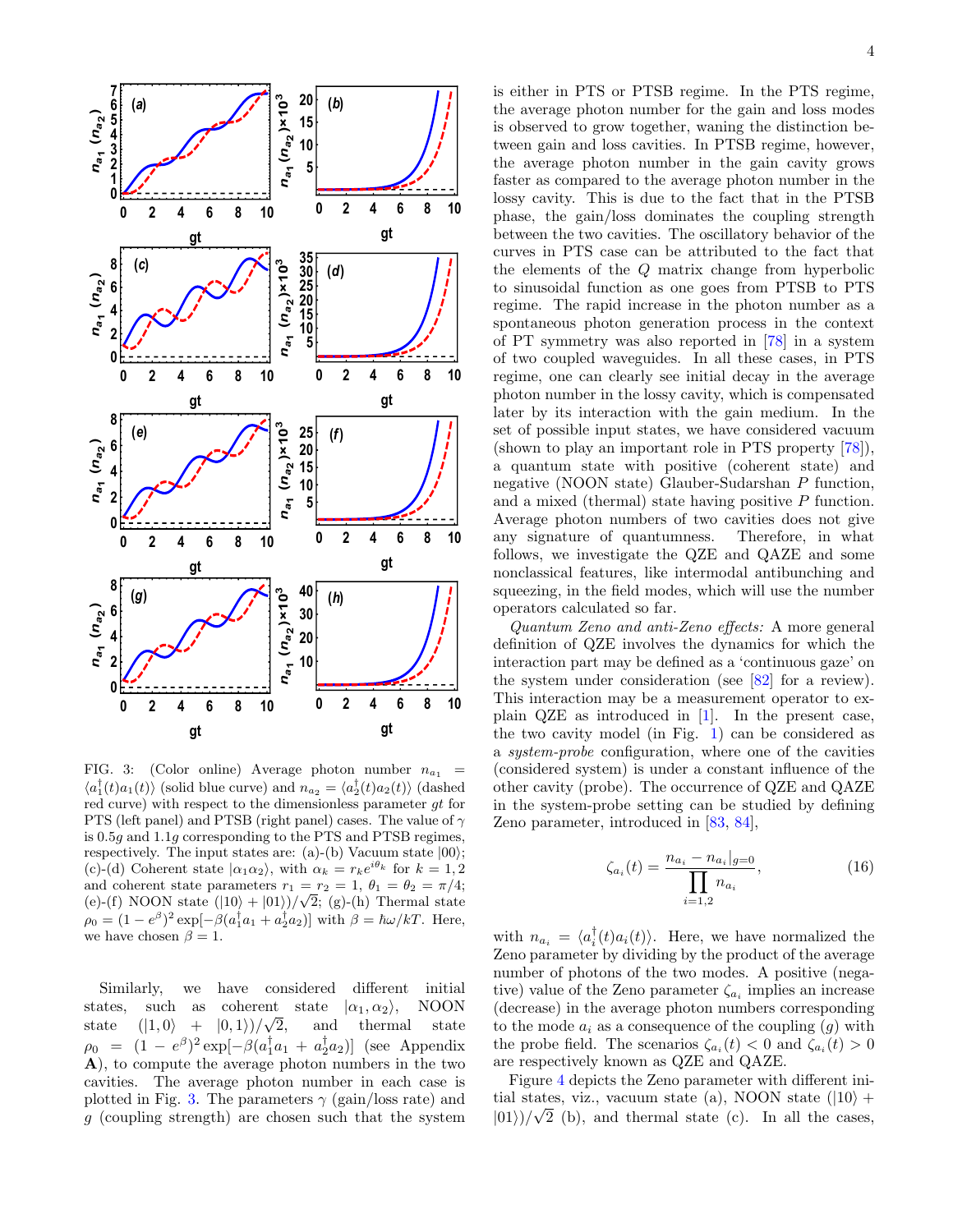FIG. 3: (Color online) Average photon number $n_{a_1} = \langle a_1^\dagger(t)a_1(t)\rangle$ (solid blue curve) and $n_{a_2} = \langle a_2^\dagger(t)a_2(t)\rangle$ (dashed red curve) with respect to the dimensionless parameter $gt$ for PTS (left panel) and PTSB (right panel) cases. The value of $\gamma$ is $0.5g$ and $1.1g$ corresponding to the PTS and PTSB regimes, respectively. The input states are: (a)-(b) Vacuum state $|00\rangle$; (c)-(d) Coherent state $|\alpha_1\alpha_2\rangle$, with $\alpha_k = r_k e^{i\theta_k}$ for $k = 1, 2$ and coherent state parameters $r_1 = r_2 = 1$, $\theta_1 = \theta_2 = \pi/4$; (e)-(f) NOON state $(|10\rangle + |01\rangle)/\sqrt{2}$; (g)-(h) Thermal state $\rho_0 = (1 - e^{\beta})^2 \exp[-\beta(a_1^\dagger a_1 + a_2^\dagger a_2)]$ with $\beta = \hbar\omega/kT$. Here, we have chosen $\beta = 1$.

Similarly, we have considered different initial states, such as coherent state $|\alpha_1, \alpha_2\rangle$, NOON state $(|1, 0\rangle + |0, 1\rangle)/\sqrt{2}$, and thermal state $\rho_0 = (1 - e^{\beta})^2 \exp[-\beta(a_1^\dagger a_1 + a_2^\dagger a_2)]$ (see Appendix **A**), to compute the average photon numbers in the two cavities. The average photon number in each case is plotted in Fig. 3. The parameters $\gamma$ (gain/loss rate) and $g$ (coupling strength) are chosen such that the system is either in PTS or PTSB regime. In the PTS regime, the average photon number for the gain and loss modes is observed to grow together, waning the distinction between gain and loss cavities. In PTSB regime, however, the average photon number in the gain cavity grows faster as compared to the average photon number in the lossy cavity. This is due to the fact that in the PTSB phase, the gain/loss dominates the coupling strength between the two cavities. The oscillatory behavior of the curves in PTS case can be attributed to the fact that the elements of the $Q$ matrix change from hyperbolic to sinusoidal function as one goes from PTSB to PTS regime. The rapid increase in the photon number as a spontaneous photon generation process in the context of PT symmetry was also reported in [78] in a system of two coupled waveguides. In all these cases, in PTS regime, one can clearly see initial decay in the average photon number in the lossy cavity, which is compensated later by its interaction with the gain medium. In the set of possible input states, we have considered vacuum (shown to play an important role in PTS property [78]), a quantum state with positive (coherent state) and negative (NOON state) Glauber-Sudarshan $P$ function, and a mixed (thermal) state having positive $P$ function. Average photon numbers of two cavities does not give any signature of quantumness. Therefore, in what follows, we investigate the QZE and QAZE and some nonclassical features, like intermodal antibunching and squeezing, in the field modes, which will use the number operators calculated so far.

*Quantum Zeno and anti-Zeno effects:* A more general definition of QZE involves the dynamics for which the interaction part may be defined as a 'continuous gaze' on the system under consideration (see [82] for a review). This interaction may be a measurement operator to explain QZE as introduced in [1]. In the present case, the two cavity model (in Fig. 1) can be considered as a *system-probe* configuration, where one of the cavities (considered system) is under a constant influence of the other cavity (probe). The occurrence of QZE and QAZE in the system-probe setting can be studied by defining Zeno parameter, introduced in [83, 84],

$$\zeta_{a_i}(t) = \frac{n_{a_i} - n_{a_i}|_{g=0}}{\prod_{i=1,2} n_{a_i}}, \tag{16}$$

with $n_{a_i} = \langle a_i^\dagger(t)a_i(t)\rangle$. Here, we have normalized the Zeno parameter by dividing by the product of the average number of photons of the two modes. A positive (negative) value of the Zeno parameter $\zeta_{a_i}$ implies an increase (decrease) in the average photon numbers corresponding to the mode $a_i$ as a consequence of the coupling ($g$) with the probe field. The scenarios $\zeta_{a_i}(t) < 0$ and $\zeta_{a_i}(t) > 0$ are respectively known as QZE and QAZE.

Figure 4 depicts the Zeno parameter with different initial states, viz., vacuum state (a), NOON state $(|10\rangle + |01\rangle)/\sqrt{2}$ (b), and thermal state (c). In all the cases,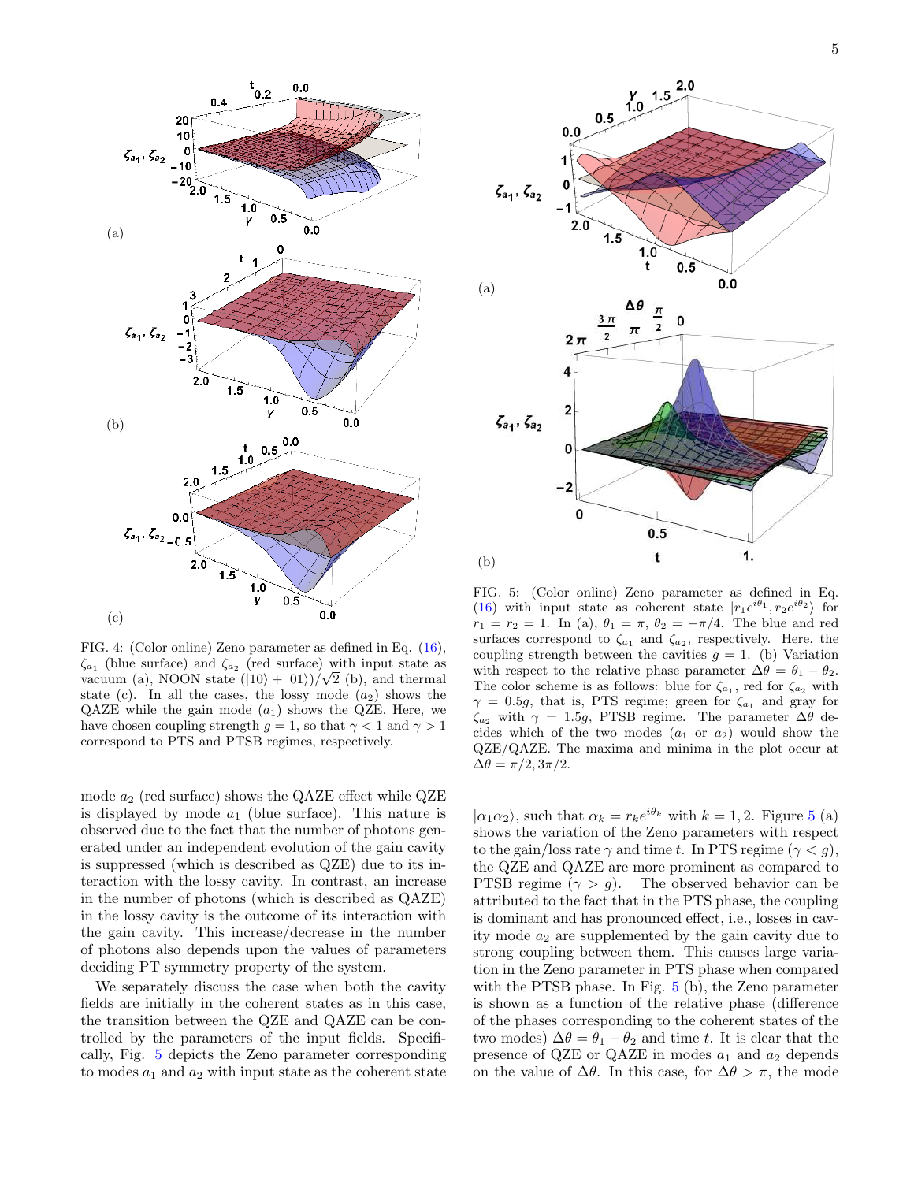FIG. 4: (Color online) Zeno parameter as defined in Eq. (16), $\zeta_{a_1}$ (blue surface) and $\zeta_{a_2}$ (red surface) with input state as vacuum (a), NOON state $(|10\rangle + |01\rangle)/\sqrt{2}$ (b), and thermal state (c). In all the cases, the lossy mode ($a_2$) shows the QAZE while the gain mode ($a_1$) shows the QZE. Here, we have chosen coupling strength $g = 1$, so that $\gamma < 1$ and $\gamma > 1$ correspond to PTS and PTSB regimes, respectively.

mode $a_2$ (red surface) shows the QAZE effect while QZE is displayed by mode $a_1$ (blue surface). This nature is observed due to the fact that the number of photons generated under an independent evolution of the gain cavity is suppressed (which is described as QZE) due to its interaction with the lossy cavity. In contrast, an increase in the number of photons (which is described as QAZE) in the lossy cavity is the outcome of its interaction with the gain cavity. This increase/decrease in the number of photons also depends upon the values of parameters deciding PT symmetry property of the system.

We separately discuss the case when both the cavity fields are initially in the coherent states as in this case, the transition between the QZE and QAZE can be controlled by the parameters of the input fields. Specifically, Fig. 5 depicts the Zeno parameter corresponding to modes $a_1$ and $a_2$ with input state as the coherent state

FIG. 5: (Color online) Zeno parameter as defined in Eq. (16) with input state as coherent state $|r_1 e^{i\theta_1}, r_2 e^{i\theta_2}\rangle$ for $r_1 = r_2 = 1$. In (a), $\theta_1 = \pi$, $\theta_2 = -\pi/4$. The blue and red surfaces correspond to $\zeta_{a_1}$ and $\zeta_{a_2}$, respectively. Here, the coupling strength between the cavities $g = 1$. (b) Variation with respect to the relative phase parameter $\Delta\theta = \theta_1 - \theta_2$. The color scheme is as follows: blue for $\zeta_{a_1}$, red for $\zeta_{a_2}$ with $\gamma = 0.5g$, that is, PTS regime; green for $\zeta_{a_1}$ and gray for $\zeta_{a_2}$ with $\gamma = 1.5g$, PTSB regime. The parameter $\Delta\theta$ decides which of the two modes ($a_1$ or $a_2$) would show the QZE/QAZE. The maxima and minima in the plot occur at $\Delta\theta = \pi/2, 3\pi/2$.

$|\alpha_1 \alpha_2\rangle$, such that $\alpha_k = r_k e^{i\theta_k}$ with $k = 1, 2$. Figure 5 (a) shows the variation of the Zeno parameters with respect to the gain/loss rate $\gamma$ and time $t$. In PTS regime ($\gamma < g$), the QZE and QAZE are more prominent as compared to PTSB regime ($\gamma > g$). The observed behavior can be attributed to the fact that in the PTS phase, the coupling is dominant and has pronounced effect, i.e., losses in cavity mode $a_2$ are supplemented by the gain cavity due to strong coupling between them. This causes large variation in the Zeno parameter in PTS phase when compared with the PTSB phase. In Fig. 5 (b), the Zeno parameter is shown as a function of the relative phase (difference of the phases corresponding to the coherent states of the two modes) $\Delta\theta = \theta_1 - \theta_2$ and time $t$. It is clear that the presence of QZE or QAZE in modes $a_1$ and $a_2$ depends on the value of $\Delta\theta$. In this case, for $\Delta\theta > \pi$, the mode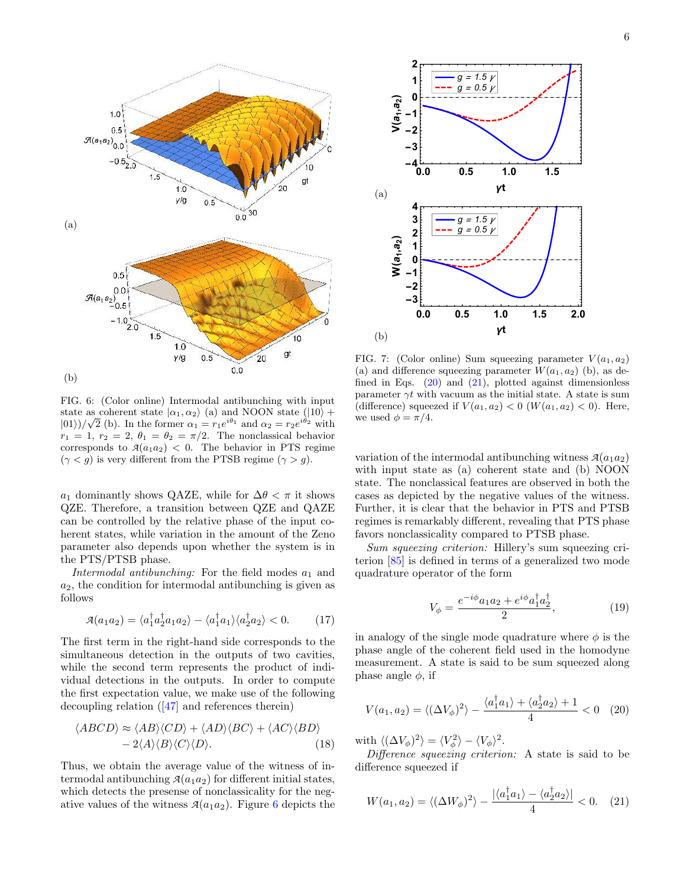FIG. 6: (Color online) Intermodal antibunching with input state as coherent state $|\alpha_1, \alpha_2\rangle$ (a) and NOON state $(|10\rangle + |01\rangle)/\sqrt{2}$ (b). In the former $\alpha_1 = r_1 e^{i\theta_1}$ and $\alpha_2 = r_2 e^{i\theta_2}$ with $r_1 = 1$, $r_2 = 2$, $\theta_1 = \theta_2 = \pi/2$. The nonclassical behavior corresponds to $\mathcal{A}(a_1 a_2) < 0$. The behavior in PTS regime ($\gamma < g$) is very different from the PTSB regime ($\gamma > g$).

$a_1$ dominantly shows QAZE, while for $\Delta\theta < \pi$ it shows QZE. Therefore, a transition between QZE and QAZE can be controlled by the relative phase of the input coherent states, while variation in the amount of the Zeno parameter also depends upon whether the system is in the PTS/PTSB phase.

*Intermodal antibunching:* For the field modes $a_1$ and $a_2$, the condition for intermodal antibunching is given as follows

$$\mathcal{A}(a_1 a_2) = \langle a_1^\dagger a_2^\dagger a_1 a_2\rangle - \langle a_1^\dagger a_1\rangle\langle a_2^\dagger a_2\rangle < 0. \tag{17}$$

The first term in the right-hand side corresponds to the simultaneous detection in the outputs of two cavities, while the second term represents the product of individual detections in the outputs. In order to compute the first expectation value, we make use of the following decoupling relation ([47] and references therein)

$$\begin{aligned}\langle ABCD\rangle \approx &\langle AB\rangle\langle CD\rangle + \langle AD\rangle\langle BC\rangle + \langle AC\rangle\langle BD\rangle \\ &- 2\langle A\rangle\langle B\rangle\langle C\rangle\langle D\rangle.\end{aligned} \tag{18}$$

Thus, we obtain the average value of the witness of intermodal antibunching $\mathcal{A}(a_1 a_2)$ for different initial states, which detects the presense of nonclassicality for the negative values of the witness $\mathcal{A}(a_1 a_2)$. Figure 6 depicts the variation of the intermodal antibunching witness $\mathcal{A}(a_1 a_2)$ with input state as (a) coherent state and (b) NOON state. The nonclassical features are observed in both the cases as depicted by the negative values of the witness. Further, it is clear that the behavior in PTS and PTSB regimes is remarkably different, revealing that PTS phase favors nonclassicality compared to PTSB phase.

FIG. 7: (Color online) Sum squeezing parameter $V(a_1, a_2)$ (a) and difference squeezing parameter $W(a_1, a_2)$ (b), as defined in Eqs. (20) and (21), plotted against dimensionless parameter $\gamma t$ with vacuum as the initial state. A state is sum (difference) squeezed if $V(a_1, a_2) < 0$ ($W(a_1, a_2) < 0$). Here, we used $\phi = \pi/4$.

*Sum squeezing criterion:* Hillery's sum squeezing criterion [85] is defined in terms of a generalized two mode quadrature operator of the form

$$V_\phi = \frac{e^{-i\phi} a_1 a_2 + e^{i\phi} a_1^\dagger a_2^\dagger}{2}, \tag{19}$$

in analogy of the single mode quadrature where $\phi$ is the phase angle of the coherent field used in the homodyne measurement. A state is said to be sum squeezed along phase angle $\phi$, if

$$V(a_1, a_2) = \langle(\Delta V_\phi)^2\rangle - \frac{\langle a_1^\dagger a_1\rangle + \langle a_2^\dagger a_2\rangle + 1}{4} < 0 \tag{20}$$

with $\langle(\Delta V_\phi)^2\rangle = \langle V_\phi^2\rangle - \langle V_\phi\rangle^2$.

*Difference squeezing criterion:* A state is said to be difference squeezed if

$$W(a_1, a_2) = \langle(\Delta W_\phi)^2\rangle - \frac{|\langle a_1^\dagger a_1\rangle - \langle a_2^\dagger a_2\rangle|}{4} < 0. \tag{21}$$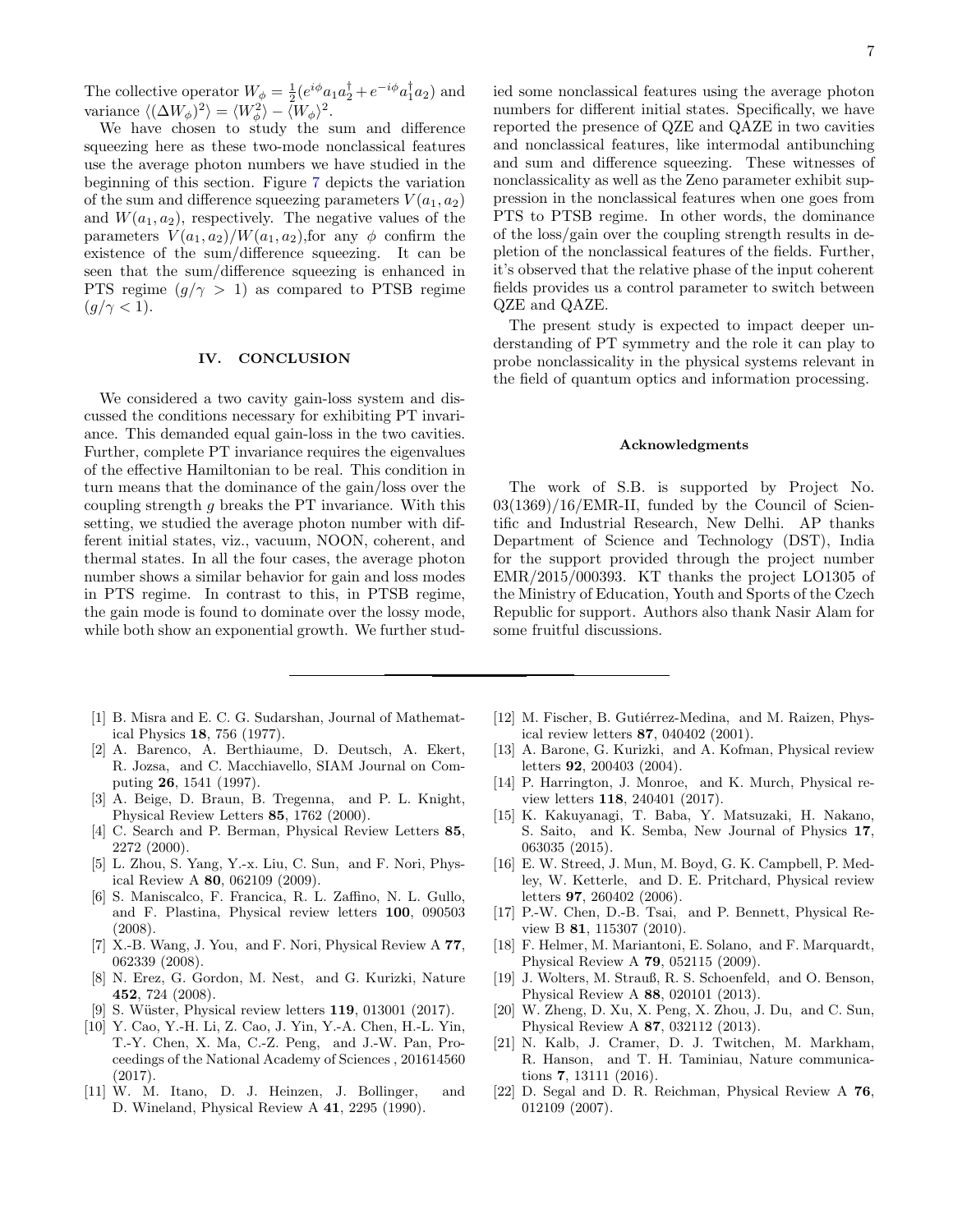The collective operator $W_\phi = \frac{1}{2}(e^{i\phi}a_1 a_2^\dagger + e^{-i\phi}a_1^\dagger a_2)$ and variance $\langle(\Delta W_\phi)^2\rangle = \langle W_\phi^2\rangle - \langle W_\phi\rangle^2$.

We have chosen to study the sum and difference squeezing here as these two-mode nonclassical features use the average photon numbers we have studied in the beginning of this section. Figure 7 depicts the variation of the sum and difference squeezing parameters $V(a_1,a_2)$ and $W(a_1,a_2)$, respectively. The negative values of the parameters $V(a_1,a_2)/W(a_1,a_2)$,for any $\phi$ confirm the existence of the sum/difference squeezing. It can be seen that the sum/difference squeezing is enhanced in PTS regime $(g/\gamma > 1)$ as compared to PTSB regime $(g/\gamma < 1)$.

## IV. CONCLUSION

We considered a two cavity gain-loss system and discussed the conditions necessary for exhibiting PT invariance. This demanded equal gain-loss in the two cavities. Further, complete PT invariance requires the eigenvalues of the effective Hamiltonian to be real. This condition in turn means that the dominance of the gain/loss over the coupling strength $g$ breaks the PT invariance. With this setting, we studied the average photon number with different initial states, viz., vacuum, NOON, coherent, and thermal states. In all the four cases, the average photon number shows a similar behavior for gain and loss modes in PTS regime. In contrast to this, in PTSB regime, the gain mode is found to dominate over the lossy mode, while both show an exponential growth. We further studied some nonclassical features using the average photon numbers for different initial states. Specifically, we have reported the presence of QZE and QAZE in two cavities and nonclassical features, like intermodal antibunching and sum and difference squeezing. These witnesses of nonclassicality as well as the Zeno parameter exhibit suppression in the nonclassical features when one goes from PTS to PTSB regime. In other words, the dominance of the loss/gain over the coupling strength results in depletion of the nonclassical features of the fields. Further, it's observed that the relative phase of the input coherent fields provides us a control parameter to switch between QZE and QAZE.

The present study is expected to impact deeper understanding of PT symmetry and the role it can play to probe nonclassicality in the physical systems relevant in the field of quantum optics and information processing.

### Acknowledgments

The work of S.B. is supported by Project No. 03(1369)/16/EMR-II, funded by the Council of Scientific and Industrial Research, New Delhi. AP thanks Department of Science and Technology (DST), India for the support provided through the project number EMR/2015/000393. KT thanks the project LO1305 of the Ministry of Education, Youth and Sports of the Czech Republic for support. Authors also thank Nasir Alam for some fruitful discussions.

---

[1] B. Misra and E. C. G. Sudarshan, Journal of Mathematical Physics **18**, 756 (1977).
[2] A. Barenco, A. Berthiaume, D. Deutsch, A. Ekert, R. Jozsa, and C. Macchiavello, SIAM Journal on Computing **26**, 1541 (1997).
[3] A. Beige, D. Braun, B. Tregenna, and P. L. Knight, Physical Review Letters **85**, 1762 (2000).
[4] C. Search and P. Berman, Physical Review Letters **85**, 2272 (2000).
[5] L. Zhou, S. Yang, Y.-x. Liu, C. Sun, and F. Nori, Physical Review A **80**, 062109 (2009).
[6] S. Maniscalco, F. Francica, R. L. Zaffino, N. L. Gullo, and F. Plastina, Physical review letters **100**, 090503 (2008).
[7] X.-B. Wang, J. You, and F. Nori, Physical Review A **77**, 062339 (2008).
[8] N. Erez, G. Gordon, M. Nest, and G. Kurizki, Nature **452**, 724 (2008).
[9] S. Wüster, Physical review letters **119**, 013001 (2017).
[10] Y. Cao, Y.-H. Li, Z. Cao, J. Yin, Y.-A. Chen, H.-L. Yin, T.-Y. Chen, X. Ma, C.-Z. Peng, and J.-W. Pan, Proceedings of the National Academy of Sciences , 201614560 (2017).
[11] W. M. Itano, D. J. Heinzen, J. Bollinger, and D. Wineland, Physical Review A **41**, 2295 (1990).
[12] M. Fischer, B. Gutiérrez-Medina, and M. Raizen, Physical review letters **87**, 040402 (2001).
[13] A. Barone, G. Kurizki, and A. Kofman, Physical review letters **92**, 200403 (2004).
[14] P. Harrington, J. Monroe, and K. Murch, Physical review letters **118**, 240401 (2017).
[15] K. Kakuyanagi, T. Baba, Y. Matsuzaki, H. Nakano, S. Saito, and K. Semba, New Journal of Physics **17**, 063035 (2015).
[16] E. W. Streed, J. Mun, M. Boyd, G. K. Campbell, P. Medley, W. Ketterle, and D. E. Pritchard, Physical review letters **97**, 260402 (2006).
[17] P.-W. Chen, D.-B. Tsai, and P. Bennett, Physical Review B **81**, 115307 (2010).
[18] F. Helmer, M. Mariantoni, E. Solano, and F. Marquardt, Physical Review A **79**, 052115 (2009).
[19] J. Wolters, M. Strauß, R. S. Schoenfeld, and O. Benson, Physical Review A **88**, 020101 (2013).
[20] W. Zheng, D. Xu, X. Peng, X. Zhou, J. Du, and C. Sun, Physical Review A **87**, 032112 (2013).
[21] N. Kalb, J. Cramer, D. J. Twitchen, M. Markham, R. Hanson, and T. H. Taminiau, Nature communications **7**, 13111 (2016).
[22] D. Segal and D. R. Reichman, Physical Review A **76**, 012109 (2007).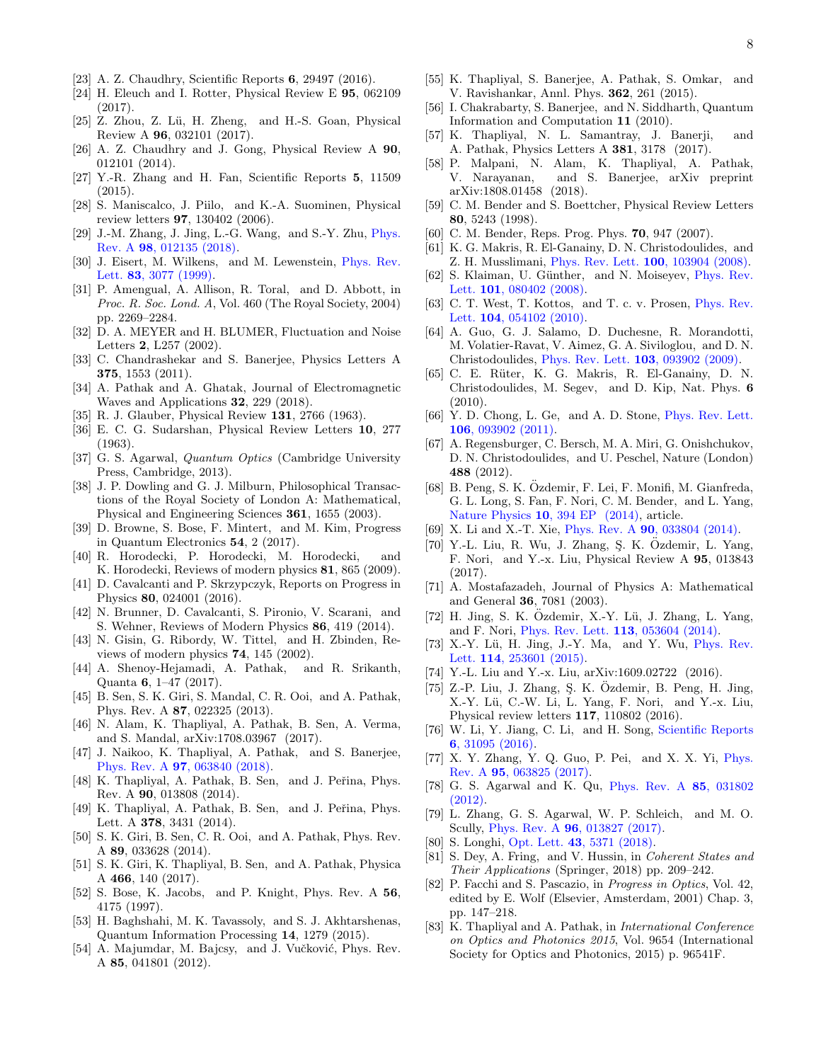[23] A. Z. Chaudhry, Scientific Reports **6**, 29497 (2016).

[24] H. Eleuch and I. Rotter, Physical Review E **95**, 062109 (2017).

[25] Z. Zhou, Z. Lü, H. Zheng, and H.-S. Goan, Physical Review A **96**, 032101 (2017).

[26] A. Z. Chaudhry and J. Gong, Physical Review A **90**, 012101 (2014).

[27] Y.-R. Zhang and H. Fan, Scientific Reports **5**, 11509 (2015).

[28] S. Maniscalco, J. Piilo, and K.-A. Suominen, Physical review letters **97**, 130402 (2006).

[29] J.-M. Zhang, J. Jing, L.-G. Wang, and S.-Y. Zhu, Phys. Rev. A **98**, 012135 (2018).

[30] J. Eisert, M. Wilkens, and M. Lewenstein, Phys. Rev. Lett. **83**, 3077 (1999).

[31] P. Amengual, A. Allison, R. Toral, and D. Abbott, in *Proc. R. Soc. Lond. A*, Vol. 460 (The Royal Society, 2004) pp. 2269–2284.

[32] D. A. MEYER and H. BLUMER, Fluctuation and Noise Letters **2**, L257 (2002).

[33] C. Chandrashekar and S. Banerjee, Physics Letters A **375**, 1553 (2011).

[34] A. Pathak and A. Ghatak, Journal of Electromagnetic Waves and Applications **32**, 229 (2018).

[35] R. J. Glauber, Physical Review **131**, 2766 (1963).

[36] E. C. G. Sudarshan, Physical Review Letters **10**, 277 (1963).

[37] G. S. Agarwal, *Quantum Optics* (Cambridge University Press, Cambridge, 2013).

[38] J. P. Dowling and G. J. Milburn, Philosophical Transactions of the Royal Society of London A: Mathematical, Physical and Engineering Sciences **361**, 1655 (2003).

[39] D. Browne, S. Bose, F. Mintert, and M. Kim, Progress in Quantum Electronics **54**, 2 (2017).

[40] R. Horodecki, P. Horodecki, M. Horodecki, and K. Horodecki, Reviews of modern physics **81**, 865 (2009).

[41] D. Cavalcanti and P. Skrzypczyk, Reports on Progress in Physics **80**, 024001 (2016).

[42] N. Brunner, D. Cavalcanti, S. Pironio, V. Scarani, and S. Wehner, Reviews of Modern Physics **86**, 419 (2014).

[43] N. Gisin, G. Ribordy, W. Tittel, and H. Zbinden, Reviews of modern physics **74**, 145 (2002).

[44] A. Shenoy-Hejamadi, A. Pathak, and R. Srikanth, Quanta **6**, 1–47 (2017).

[45] B. Sen, S. K. Giri, S. Mandal, C. R. Ooi, and A. Pathak, Phys. Rev. A **87**, 022325 (2013).

[46] N. Alam, K. Thapliyal, A. Pathak, B. Sen, A. Verma, and S. Mandal, arXiv:1708.03967 (2017).

[47] J. Naikoo, K. Thapliyal, A. Pathak, and S. Banerjee, Phys. Rev. A **97**, 063840 (2018).

[48] K. Thapliyal, A. Pathak, B. Sen, and J. Peřina, Phys. Rev. A **90**, 013808 (2014).

[49] K. Thapliyal, A. Pathak, B. Sen, and J. Peřina, Phys. Lett. A **378**, 3431 (2014).

[50] S. K. Giri, B. Sen, C. R. Ooi, and A. Pathak, Phys. Rev. A **89**, 033628 (2014).

[51] S. K. Giri, K. Thapliyal, B. Sen, and A. Pathak, Physica A **466**, 140 (2017).

[52] S. Bose, K. Jacobs, and P. Knight, Phys. Rev. A **56**, 4175 (1997).

[53] H. Baghshahi, M. K. Tavassoly, and S. J. Akhtarshenas, Quantum Information Processing **14**, 1279 (2015).

[54] A. Majumdar, M. Bajcsy, and J. Vučković, Phys. Rev. A **85**, 041801 (2012).

[55] K. Thapliyal, S. Banerjee, A. Pathak, S. Omkar, and V. Ravishankar, Annl. Phys. **362**, 261 (2015).

[56] I. Chakrabarty, S. Banerjee, and N. Siddharth, Quantum Information and Computation **11** (2010).

[57] K. Thapliyal, N. L. Samantray, J. Banerji, and A. Pathak, Physics Letters A **381**, 3178 (2017).

[58] P. Malpani, N. Alam, K. Thapliyal, A. Pathak, V. Narayanan, and S. Banerjee, arXiv preprint arXiv:1808.01458 (2018).

[59] C. M. Bender and S. Boettcher, Physical Review Letters **80**, 5243 (1998).

[60] C. M. Bender, Reps. Prog. Phys. **70**, 947 (2007).

[61] K. G. Makris, R. El-Ganainy, D. N. Christodoulides, and Z. H. Musslimani, Phys. Rev. Lett. **100**, 103904 (2008).

[62] S. Klaiman, U. Günther, and N. Moiseyev, Phys. Rev. Lett. **101**, 080402 (2008).

[63] C. T. West, T. Kottos, and T. c. v. Prosen, Phys. Rev. Lett. **104**, 054102 (2010).

[64] A. Guo, G. J. Salamo, D. Duchesne, R. Morandotti, M. Volatier-Ravat, V. Aimez, G. A. Siviloglou, and D. N. Christodoulides, Phys. Rev. Lett. **103**, 093902 (2009).

[65] C. E. Rüter, K. G. Makris, R. El-Ganainy, D. N. Christodoulides, M. Segev, and D. Kip, Nat. Phys. **6** (2010).

[66] Y. D. Chong, L. Ge, and A. D. Stone, Phys. Rev. Lett. **106**, 093902 (2011).

[67] A. Regensburger, C. Bersch, M. A. Miri, G. Onishchukov, D. N. Christodoulides, and U. Peschel, Nature (London) **488** (2012).

[68] B. Peng, S. K. Özdemir, F. Lei, F. Monifi, M. Gianfreda, G. L. Long, S. Fan, F. Nori, C. M. Bender, and L. Yang, Nature Physics **10**, 394 EP (2014), article.

[69] X. Li and X.-T. Xie, Phys. Rev. A **90**, 033804 (2014).

[70] Y.-L. Liu, R. Wu, J. Zhang, Ş. K. Özdemir, L. Yang, F. Nori, and Y.-x. Liu, Physical Review A **95**, 013843 (2017).

[71] A. Mostafazadeh, Journal of Physics A: Mathematical and General **36**, 7081 (2003).

[72] H. Jing, S. K. Özdemir, X.-Y. Lü, J. Zhang, L. Yang, and F. Nori, Phys. Rev. Lett. **113**, 053604 (2014).

[73] X.-Y. Lü, H. Jing, J.-Y. Ma, and Y. Wu, Phys. Rev. Lett. **114**, 253601 (2015).

[74] Y.-L. Liu and Y.-x. Liu, arXiv:1609.02722 (2016).

[75] Z.-P. Liu, J. Zhang, Ş. K. Özdemir, B. Peng, H. Jing, X.-Y. Lü, C.-W. Li, L. Yang, F. Nori, and Y.-x. Liu, Physical review letters **117**, 110802 (2016).

[76] W. Li, Y. Jiang, C. Li, and H. Song, Scientific Reports **6**, 31095 (2016).

[77] X. Y. Zhang, Y. Q. Guo, P. Pei, and X. X. Yi, Phys. Rev. A **95**, 063825 (2017).

[78] G. S. Agarwal and K. Qu, Phys. Rev. A **85**, 031802 (2012).

[79] L. Zhang, G. S. Agarwal, W. P. Schleich, and M. O. Scully, Phys. Rev. A **96**, 013827 (2017).

[80] S. Longhi, Opt. Lett. **43**, 5371 (2018).

[81] S. Dey, A. Fring, and V. Hussin, in *Coherent States and Their Applications* (Springer, 2018) pp. 209–242.

[82] P. Facchi and S. Pascazio, in *Progress in Optics*, Vol. 42, edited by E. Wolf (Elsevier, Amsterdam, 2001) Chap. 3, pp. 147–218.

[83] K. Thapliyal and A. Pathak, in *International Conference on Optics and Photonics 2015*, Vol. 9654 (International Society for Optics and Photonics, 2015) p. 96541F.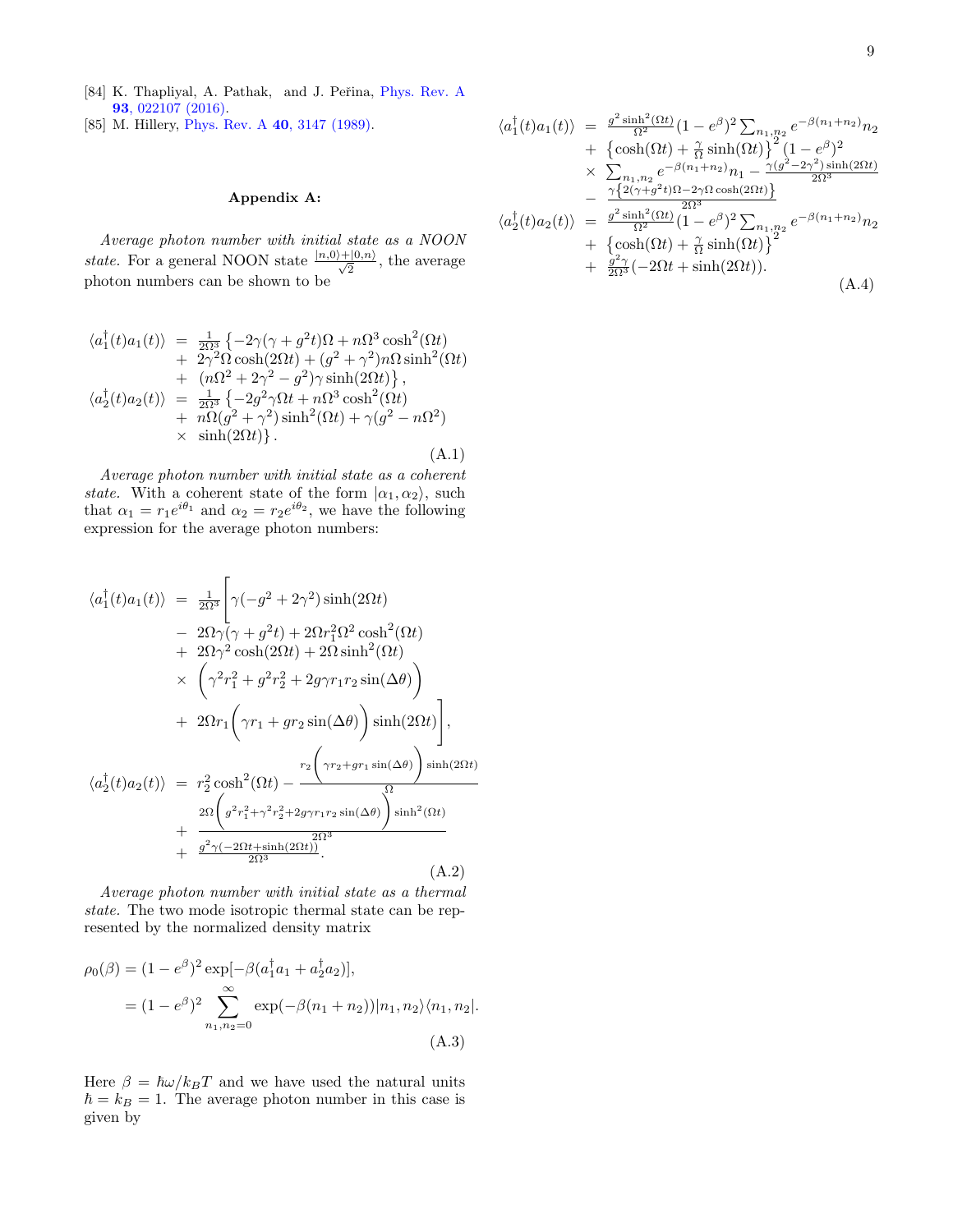[84] K. Thapliyal, A. Pathak, and J. Peřina, Phys. Rev. A **93**, 022107 (2016).

[85] M. Hillery, Phys. Rev. A **40**, 3147 (1989).

### Appendix A:

*Average photon number with initial state as a NOON state.* For a general NOON state $\frac{|n,0\rangle+|0,n\rangle}{\sqrt{2}}$, the average photon numbers can be shown to be

$$
\begin{aligned}
\langle a_1^\dagger(t)a_1(t)\rangle &= \tfrac{1}{2\Omega^3}\left\{-2\gamma(\gamma+g^2t)\Omega + n\Omega^3\cosh^2(\Omega t)\right. \\
&+ 2\gamma^2\Omega\cosh(2\Omega t) + (g^2+\gamma^2)n\Omega\sinh^2(\Omega t) \\
&+ \left.(n\Omega^2+2\gamma^2-g^2)\gamma\sinh(2\Omega t)\right\}, \\
\langle a_2^\dagger(t)a_2(t)\rangle &= \tfrac{1}{2\Omega^3}\left\{-2g^2\gamma\Omega t + n\Omega^3\cosh^2(\Omega t)\right. \\
&+ n\Omega(g^2+\gamma^2)\sinh^2(\Omega t) + \gamma(g^2-n\Omega^2) \\
&\times \left.\sinh(2\Omega t)\right\}.
\end{aligned}
\tag{A.1}
$$

*Average photon number with initial state as a coherent state.* With a coherent state of the form $|\alpha_1,\alpha_2\rangle$, such that $\alpha_1 = r_1e^{i\theta_1}$ and $\alpha_2 = r_2e^{i\theta_2}$, we have the following expression for the average photon numbers:

$$
\begin{aligned}
\langle a_1^\dagger(t)a_1(t)\rangle &= \tfrac{1}{2\Omega^3}\Bigg[\gamma(-g^2+2\gamma^2)\sinh(2\Omega t) \\
&- 2\Omega\gamma(\gamma+g^2t) + 2\Omega r_1^2\Omega^2\cosh^2(\Omega t) \\
&+ 2\Omega\gamma^2\cosh(2\Omega t) + 2\Omega\sinh^2(\Omega t) \\
&\times \Big(\gamma^2r_1^2 + g^2r_2^2 + 2g\gamma r_1r_2\sin(\Delta\theta)\Big) \\
&+ 2\Omega r_1\Big(\gamma r_1 + gr_2\sin(\Delta\theta)\Big)\sinh(2\Omega t)\Bigg], \\
\langle a_2^\dagger(t)a_2(t)\rangle &= r_2^2\cosh^2(\Omega t) - \frac{r_2\Big(\gamma r_2+gr_1\sin(\Delta\theta)\Big)\sinh(2\Omega t)}{\Omega} \\
&+ \frac{2\Omega\Big(g^2r_1^2+\gamma^2r_2^2+2g\gamma r_1r_2\sin(\Delta\theta)\Big)\sinh^2(\Omega t)}{2\Omega^3} \\
&+ \frac{g^2\gamma(-2\Omega t+\sinh(2\Omega t))}{2\Omega^3}.
\end{aligned}
\tag{A.2}
$$

*Average photon number with initial state as a thermal state.* The two mode isotropic thermal state can be represented by the normalized density matrix

$$
\begin{aligned}
\rho_0(\beta) &= (1-e^{\beta})^2\exp[-\beta(a_1^\dagger a_1 + a_2^\dagger a_2)], \\
&= (1-e^{\beta})^2\sum_{n_1,n_2=0}^{\infty}\exp(-\beta(n_1+n_2))|n_1,n_2\rangle\langle n_1,n_2|.
\end{aligned}
\tag{A.3}
$$

Here $\beta = \hbar\omega/k_BT$ and we have used the natural units $\hbar = k_B = 1$. The average photon number in this case is given by

$$
\begin{aligned}
\langle a_1^\dagger(t)a_1(t)\rangle &= \tfrac{g^2\sinh^2(\Omega t)}{\Omega^2}(1-e^{\beta})^2\textstyle\sum_{n_1,n_2}e^{-\beta(n_1+n_2)}n_2 \\
&+ \left\{\cosh(\Omega t)+\tfrac{\gamma}{\Omega}\sinh(\Omega t)\right\}^2(1-e^{\beta})^2 \\
&\times \textstyle\sum_{n_1,n_2}e^{-\beta(n_1+n_2)}n_1 - \tfrac{\gamma(g^2-2\gamma^2)\sinh(2\Omega t)}{2\Omega^3} \\
&- \tfrac{\gamma\left\{2(\gamma+g^2t)\Omega-2\gamma\Omega\cosh(2\Omega t)\right\}}{2\Omega^3} \\
\langle a_2^\dagger(t)a_2(t)\rangle &= \tfrac{g^2\sinh^2(\Omega t)}{\Omega^2}(1-e^{\beta})^2\textstyle\sum_{n_1,n_2}e^{-\beta(n_1+n_2)}n_2 \\
&+ \left\{\cosh(\Omega t)+\tfrac{\gamma}{\Omega}\sinh(\Omega t)\right\}^2 \\
&+ \tfrac{g^2\gamma}{2\Omega^3}(-2\Omega t+\sinh(2\Omega t)).
\end{aligned}
\tag{A.4}
$$